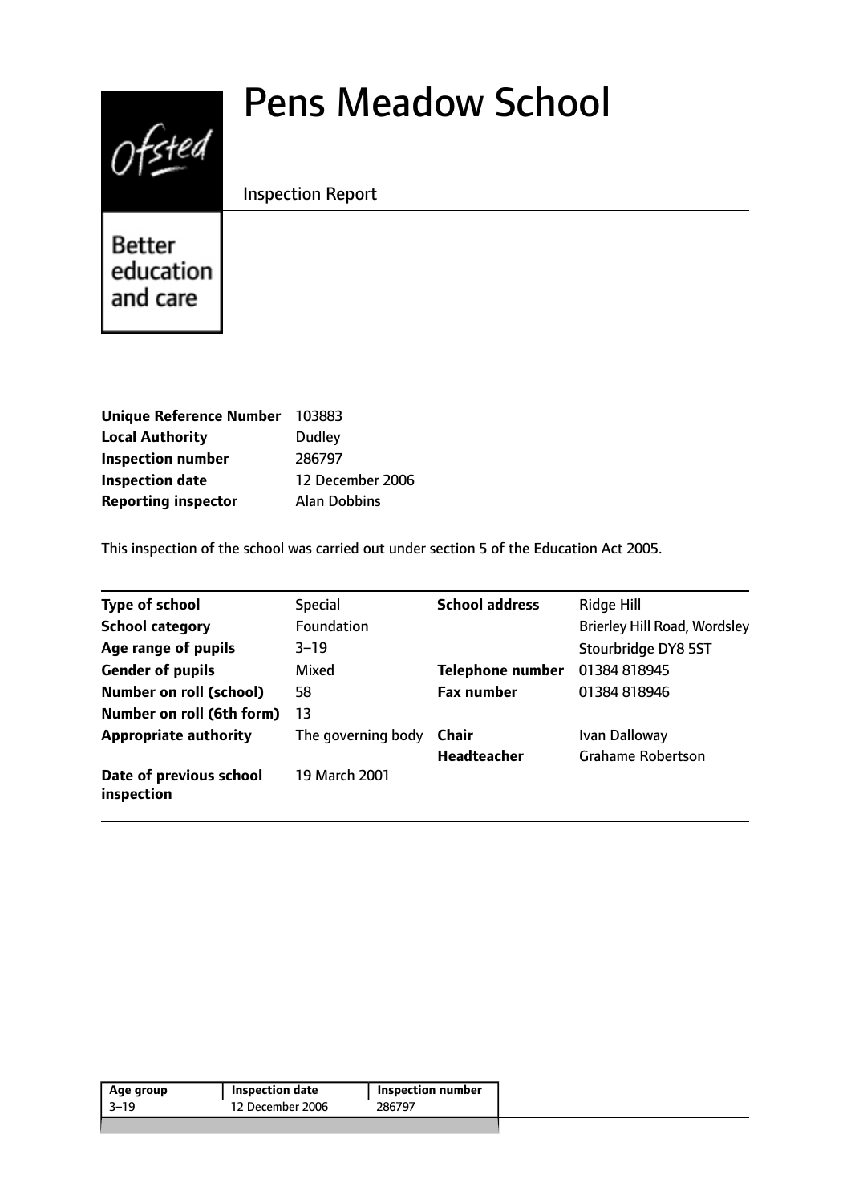# Pens Meadow School

Inspection Report

Better education and care

| | |
|---|---|
| **Unique Reference Number** | 103883 |
| **Local Authority** | Dudley |
| **Inspection number** | 286797 |
| **Inspection date** | 12 December 2006 |
| **Reporting inspector** | Alan Dobbins |

This inspection of the school was carried out under section 5 of the Education Act 2005.

| | | | |
|---|---|---|---|
| **Type of school** | Special | **School address** | Ridge Hill |
| **School category** | Foundation | | Brierley Hill Road, Wordsley |
| **Age range of pupils** | 3–19 | | Stourbridge DY8 5ST |
| **Gender of pupils** | Mixed | **Telephone number** | 01384 818945 |
| **Number on roll (school)** | 58 | **Fax number** | 01384 818946 |
| **Number on roll (6th form)** | 13 | | |
| **Appropriate authority** | The governing body | **Chair** | Ivan Dalloway |
| | | **Headteacher** | Grahame Robertson |
| **Date of previous school inspection** | 19 March 2001 | | |

| Age group | Inspection date | Inspection number |
|---|---|---|
| 3–19 | 12 December 2006 | 286797 |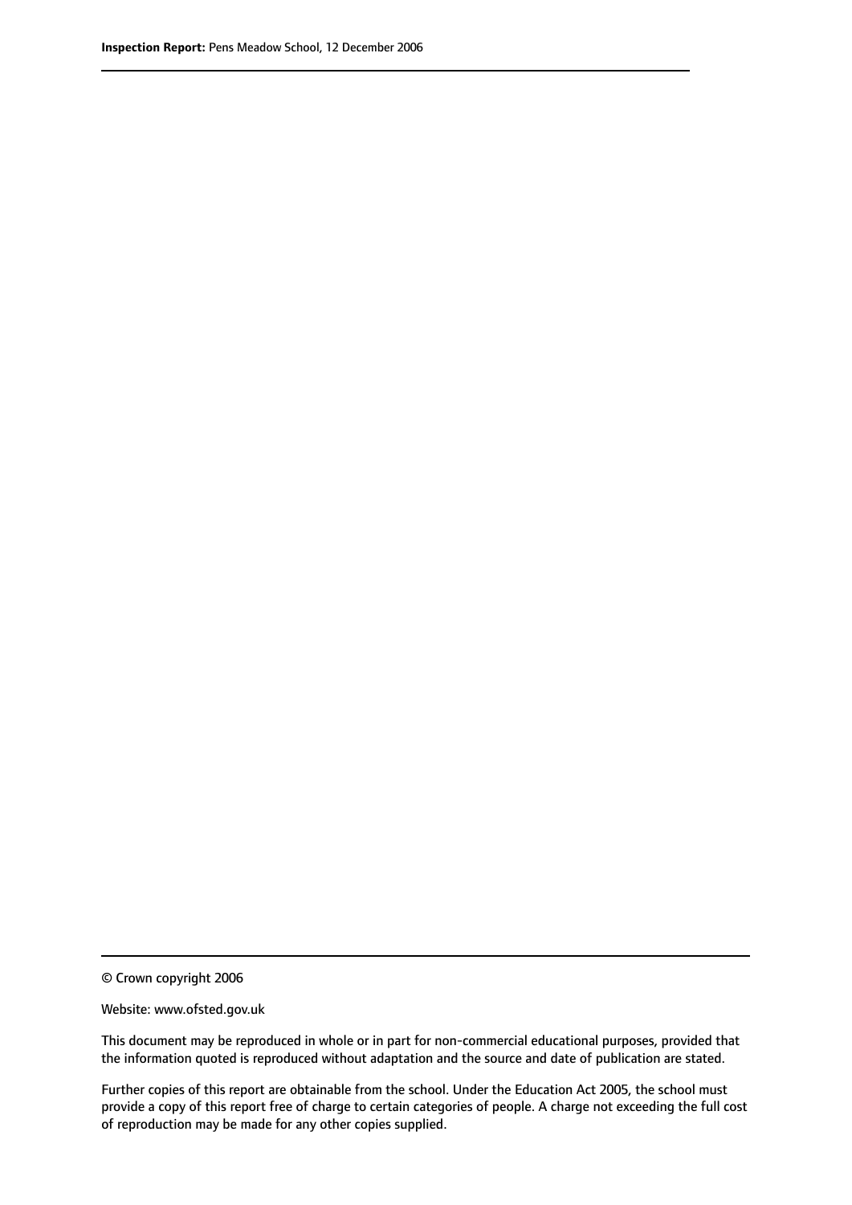© Crown copyright 2006

Website: www.ofsted.gov.uk

This document may be reproduced in whole or in part for non-commercial educational purposes, provided that the information quoted is reproduced without adaptation and the source and date of publication are stated.

Further copies of this report are obtainable from the school. Under the Education Act 2005, the school must provide a copy of this report free of charge to certain categories of people. A charge not exceeding the full cost of reproduction may be made for any other copies supplied.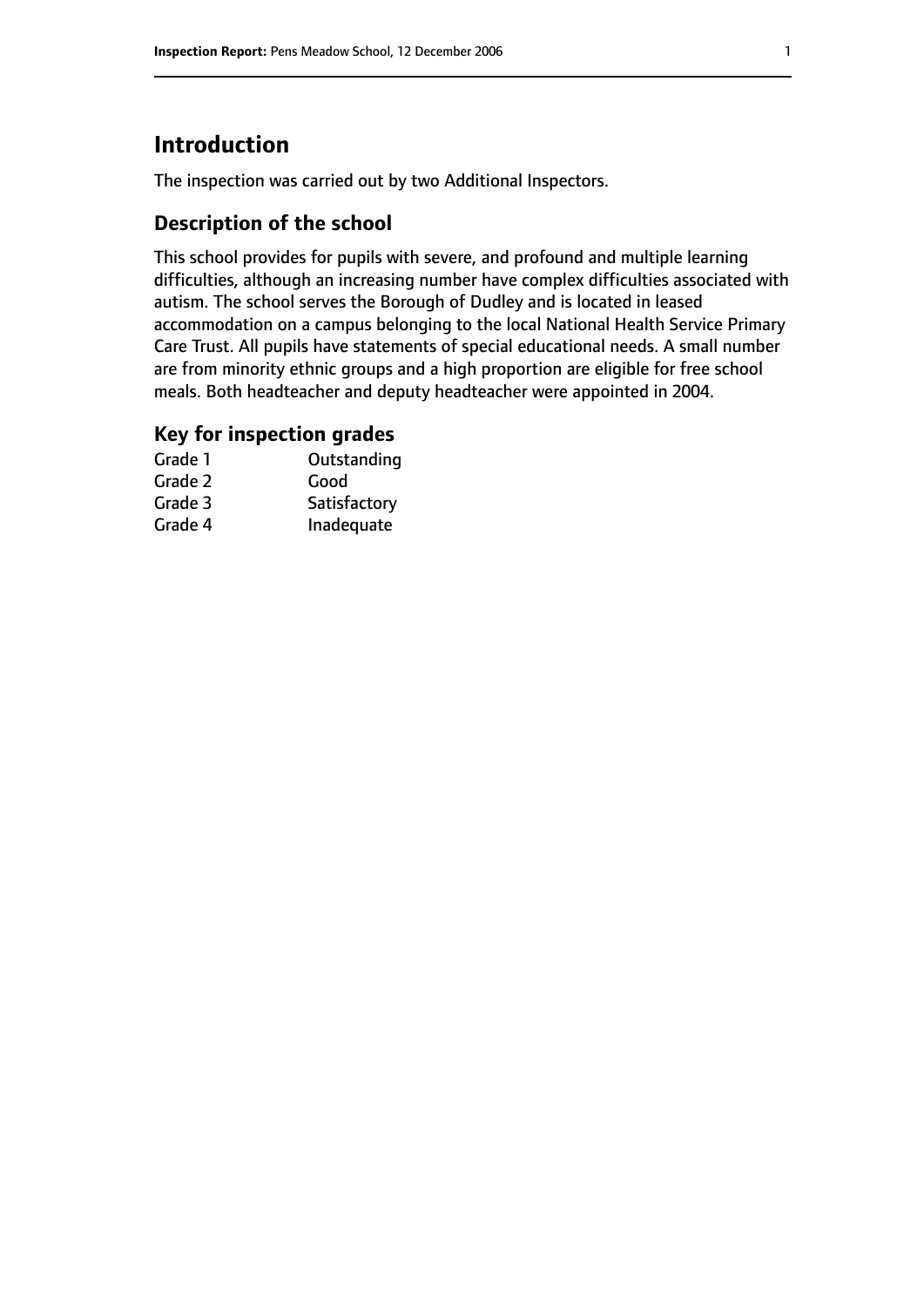# Introduction

The inspection was carried out by two Additional Inspectors.

## Description of the school

This school provides for pupils with severe, and profound and multiple learning difficulties, although an increasing number have complex difficulties associated with autism. The school serves the Borough of Dudley and is located in leased accommodation on a campus belonging to the local National Health Service Primary Care Trust. All pupils have statements of special educational needs. A small number are from minority ethnic groups and a high proportion are eligible for free school meals. Both headteacher and deputy headteacher were appointed in 2004.

## Key for inspection grades

| | |
|---|---|
| Grade 1 | Outstanding |
| Grade 2 | Good |
| Grade 3 | Satisfactory |
| Grade 4 | Inadequate |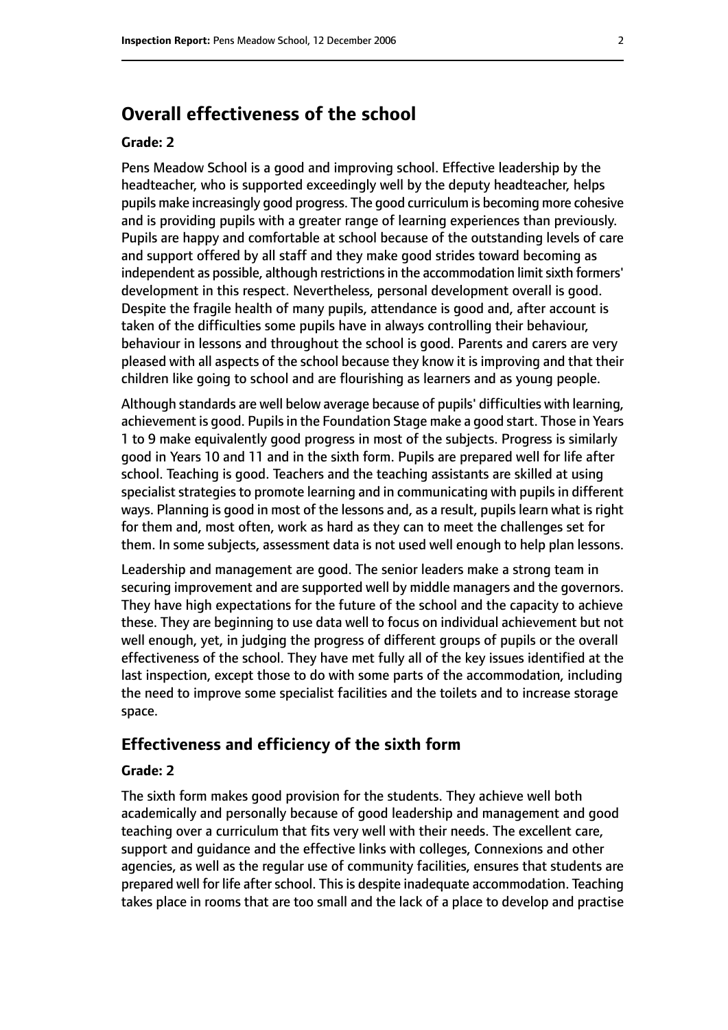## Overall effectiveness of the school

### Grade: 2

Pens Meadow School is a good and improving school. Effective leadership by the headteacher, who is supported exceedingly well by the deputy headteacher, helps pupils make increasingly good progress. The good curriculum is becoming more cohesive and is providing pupils with a greater range of learning experiences than previously. Pupils are happy and comfortable at school because of the outstanding levels of care and support offered by all staff and they make good strides toward becoming as independent as possible, although restrictions in the accommodation limit sixth formers' development in this respect. Nevertheless, personal development overall is good. Despite the fragile health of many pupils, attendance is good and, after account is taken of the difficulties some pupils have in always controlling their behaviour, behaviour in lessons and throughout the school is good. Parents and carers are very pleased with all aspects of the school because they know it is improving and that their children like going to school and are flourishing as learners and as young people.

Although standards are well below average because of pupils' difficulties with learning, achievement is good. Pupils in the Foundation Stage make a good start. Those in Years 1 to 9 make equivalently good progress in most of the subjects. Progress is similarly good in Years 10 and 11 and in the sixth form. Pupils are prepared well for life after school. Teaching is good. Teachers and the teaching assistants are skilled at using specialist strategies to promote learning and in communicating with pupils in different ways. Planning is good in most of the lessons and, as a result, pupils learn what is right for them and, most often, work as hard as they can to meet the challenges set for them. In some subjects, assessment data is not used well enough to help plan lessons.

Leadership and management are good. The senior leaders make a strong team in securing improvement and are supported well by middle managers and the governors. They have high expectations for the future of the school and the capacity to achieve these. They are beginning to use data well to focus on individual achievement but not well enough, yet, in judging the progress of different groups of pupils or the overall effectiveness of the school. They have met fully all of the key issues identified at the last inspection, except those to do with some parts of the accommodation, including the need to improve some specialist facilities and the toilets and to increase storage space.

### Effectiveness and efficiency of the sixth form

### Grade: 2

The sixth form makes good provision for the students. They achieve well both academically and personally because of good leadership and management and good teaching over a curriculum that fits very well with their needs. The excellent care, support and guidance and the effective links with colleges, Connexions and other agencies, as well as the regular use of community facilities, ensures that students are prepared well for life after school. This is despite inadequate accommodation. Teaching takes place in rooms that are too small and the lack of a place to develop and practise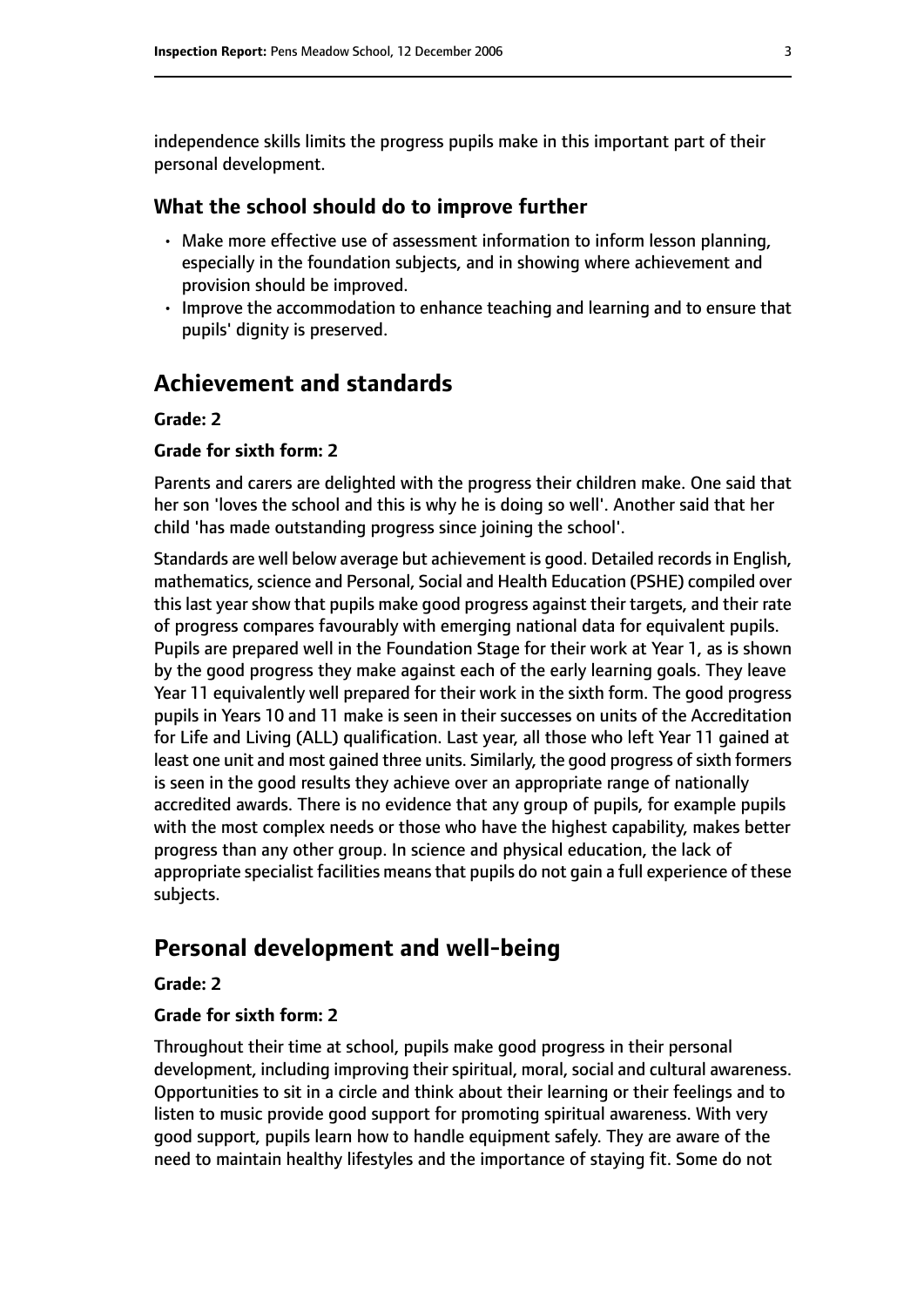independence skills limits the progress pupils make in this important part of their personal development.

### What the school should do to improve further

- Make more effective use of assessment information to inform lesson planning, especially in the foundation subjects, and in showing where achievement and provision should be improved.
- Improve the accommodation to enhance teaching and learning and to ensure that pupils' dignity is preserved.

## Achievement and standards

**Grade: 2**

**Grade for sixth form: 2**

Parents and carers are delighted with the progress their children make. One said that her son 'loves the school and this is why he is doing so well'. Another said that her child 'has made outstanding progress since joining the school'.

Standards are well below average but achievement is good. Detailed records in English, mathematics, science and Personal, Social and Health Education (PSHE) compiled over this last year show that pupils make good progress against their targets, and their rate of progress compares favourably with emerging national data for equivalent pupils. Pupils are prepared well in the Foundation Stage for their work at Year 1, as is shown by the good progress they make against each of the early learning goals. They leave Year 11 equivalently well prepared for their work in the sixth form. The good progress pupils in Years 10 and 11 make is seen in their successes on units of the Accreditation for Life and Living (ALL) qualification. Last year, all those who left Year 11 gained at least one unit and most gained three units. Similarly, the good progress of sixth formers is seen in the good results they achieve over an appropriate range of nationally accredited awards. There is no evidence that any group of pupils, for example pupils with the most complex needs or those who have the highest capability, makes better progress than any other group. In science and physical education, the lack of appropriate specialist facilities means that pupils do not gain a full experience of these subjects.

## Personal development and well-being

**Grade: 2**

**Grade for sixth form: 2**

Throughout their time at school, pupils make good progress in their personal development, including improving their spiritual, moral, social and cultural awareness. Opportunities to sit in a circle and think about their learning or their feelings and to listen to music provide good support for promoting spiritual awareness. With very good support, pupils learn how to handle equipment safely. They are aware of the need to maintain healthy lifestyles and the importance of staying fit. Some do not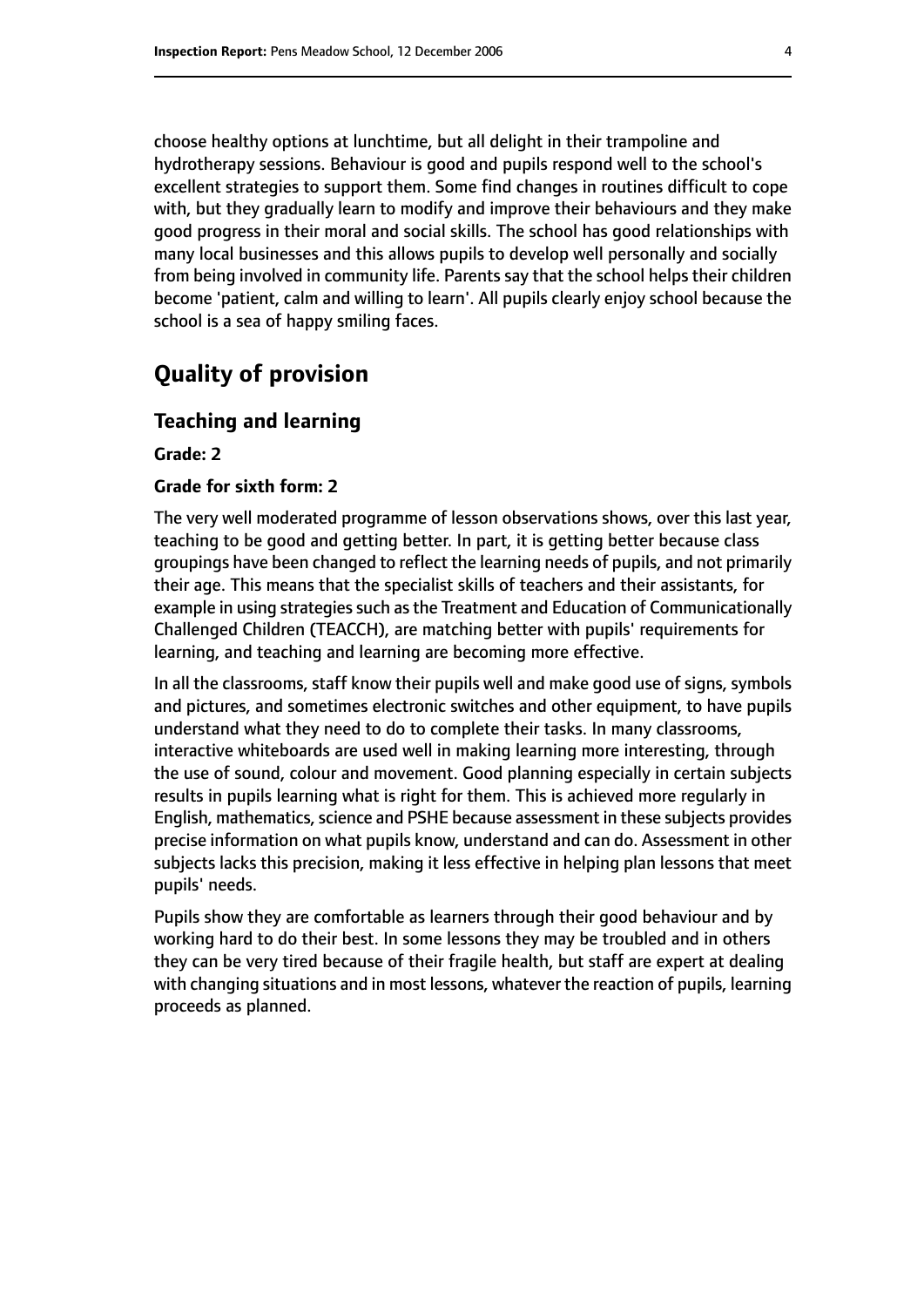choose healthy options at lunchtime, but all delight in their trampoline and hydrotherapy sessions. Behaviour is good and pupils respond well to the school's excellent strategies to support them. Some find changes in routines difficult to cope with, but they gradually learn to modify and improve their behaviours and they make good progress in their moral and social skills. The school has good relationships with many local businesses and this allows pupils to develop well personally and socially from being involved in community life. Parents say that the school helps their children become 'patient, calm and willing to learn'. All pupils clearly enjoy school because the school is a sea of happy smiling faces.

# Quality of provision

## Teaching and learning

**Grade: 2**

**Grade for sixth form: 2**

The very well moderated programme of lesson observations shows, over this last year, teaching to be good and getting better. In part, it is getting better because class groupings have been changed to reflect the learning needs of pupils, and not primarily their age. This means that the specialist skills of teachers and their assistants, for example in using strategies such as the Treatment and Education of Communicationally Challenged Children (TEACCH), are matching better with pupils' requirements for learning, and teaching and learning are becoming more effective.

In all the classrooms, staff know their pupils well and make good use of signs, symbols and pictures, and sometimes electronic switches and other equipment, to have pupils understand what they need to do to complete their tasks. In many classrooms, interactive whiteboards are used well in making learning more interesting, through the use of sound, colour and movement. Good planning especially in certain subjects results in pupils learning what is right for them. This is achieved more regularly in English, mathematics, science and PSHE because assessment in these subjects provides precise information on what pupils know, understand and can do. Assessment in other subjects lacks this precision, making it less effective in helping plan lessons that meet pupils' needs.

Pupils show they are comfortable as learners through their good behaviour and by working hard to do their best. In some lessons they may be troubled and in others they can be very tired because of their fragile health, but staff are expert at dealing with changing situations and in most lessons, whatever the reaction of pupils, learning proceeds as planned.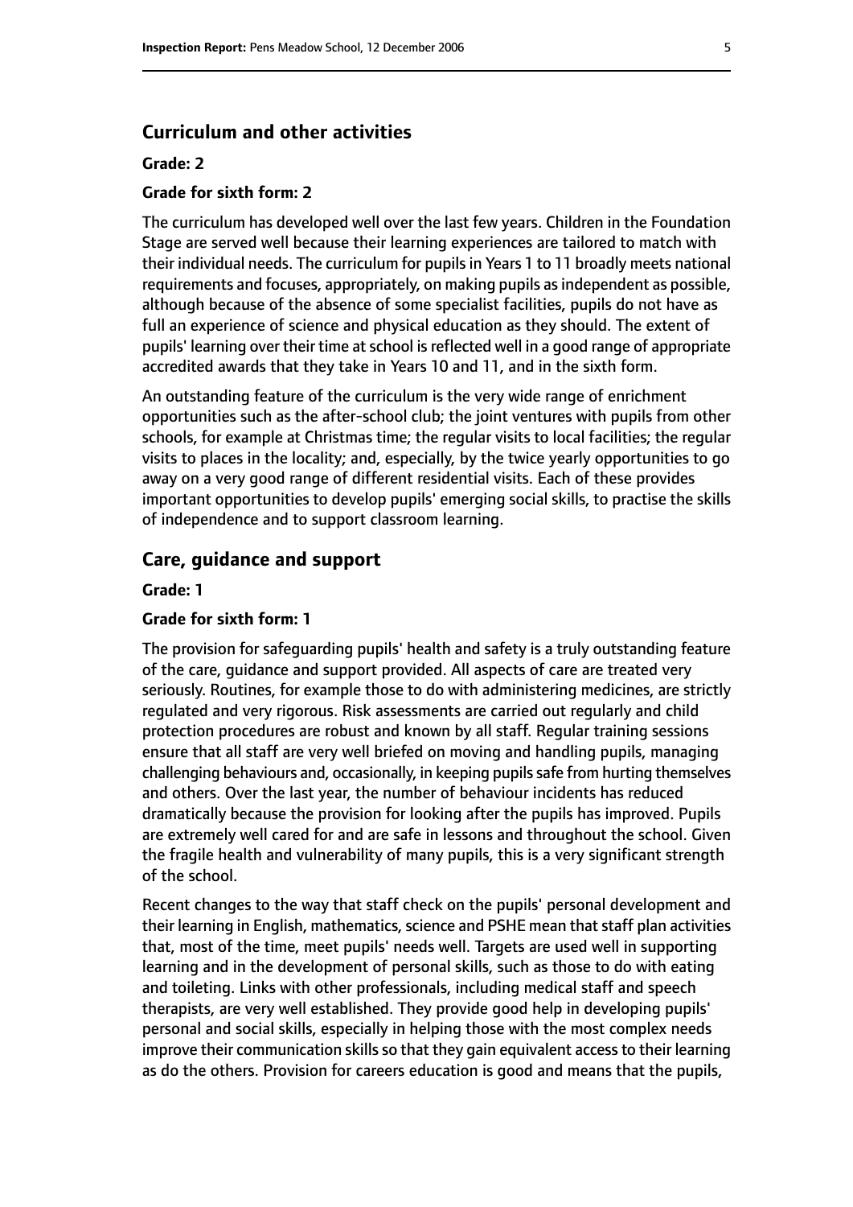## Curriculum and other activities

**Grade: 2**

**Grade for sixth form: 2**

The curriculum has developed well over the last few years. Children in the Foundation Stage are served well because their learning experiences are tailored to match with their individual needs. The curriculum for pupils in Years 1 to 11 broadly meets national requirements and focuses, appropriately, on making pupils as independent as possible, although because of the absence of some specialist facilities, pupils do not have as full an experience of science and physical education as they should. The extent of pupils' learning over their time at school is reflected well in a good range of appropriate accredited awards that they take in Years 10 and 11, and in the sixth form.

An outstanding feature of the curriculum is the very wide range of enrichment opportunities such as the after-school club; the joint ventures with pupils from other schools, for example at Christmas time; the regular visits to local facilities; the regular visits to places in the locality; and, especially, by the twice yearly opportunities to go away on a very good range of different residential visits. Each of these provides important opportunities to develop pupils' emerging social skills, to practise the skills of independence and to support classroom learning.

## Care, guidance and support

**Grade: 1**

**Grade for sixth form: 1**

The provision for safeguarding pupils' health and safety is a truly outstanding feature of the care, guidance and support provided. All aspects of care are treated very seriously. Routines, for example those to do with administering medicines, are strictly regulated and very rigorous. Risk assessments are carried out regularly and child protection procedures are robust and known by all staff. Regular training sessions ensure that all staff are very well briefed on moving and handling pupils, managing challenging behaviours and, occasionally, in keeping pupils safe from hurting themselves and others. Over the last year, the number of behaviour incidents has reduced dramatically because the provision for looking after the pupils has improved. Pupils are extremely well cared for and are safe in lessons and throughout the school. Given the fragile health and vulnerability of many pupils, this is a very significant strength of the school.

Recent changes to the way that staff check on the pupils' personal development and their learning in English, mathematics, science and PSHE mean that staff plan activities that, most of the time, meet pupils' needs well. Targets are used well in supporting learning and in the development of personal skills, such as those to do with eating and toileting. Links with other professionals, including medical staff and speech therapists, are very well established. They provide good help in developing pupils' personal and social skills, especially in helping those with the most complex needs improve their communication skills so that they gain equivalent access to their learning as do the others. Provision for careers education is good and means that the pupils,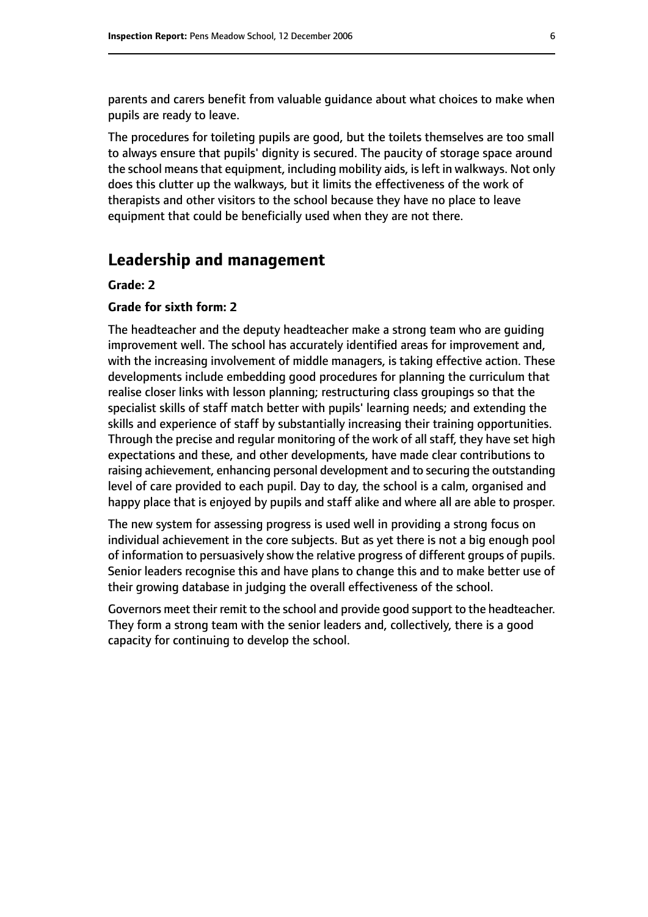parents and carers benefit from valuable guidance about what choices to make when pupils are ready to leave.

The procedures for toileting pupils are good, but the toilets themselves are too small to always ensure that pupils' dignity is secured. The paucity of storage space around the school means that equipment, including mobility aids, is left in walkways. Not only does this clutter up the walkways, but it limits the effectiveness of the work of therapists and other visitors to the school because they have no place to leave equipment that could be beneficially used when they are not there.

## Leadership and management

**Grade: 2**

**Grade for sixth form: 2**

The headteacher and the deputy headteacher make a strong team who are guiding improvement well. The school has accurately identified areas for improvement and, with the increasing involvement of middle managers, is taking effective action. These developments include embedding good procedures for planning the curriculum that realise closer links with lesson planning; restructuring class groupings so that the specialist skills of staff match better with pupils' learning needs; and extending the skills and experience of staff by substantially increasing their training opportunities. Through the precise and regular monitoring of the work of all staff, they have set high expectations and these, and other developments, have made clear contributions to raising achievement, enhancing personal development and to securing the outstanding level of care provided to each pupil. Day to day, the school is a calm, organised and happy place that is enjoyed by pupils and staff alike and where all are able to prosper.

The new system for assessing progress is used well in providing a strong focus on individual achievement in the core subjects. But as yet there is not a big enough pool of information to persuasively show the relative progress of different groups of pupils. Senior leaders recognise this and have plans to change this and to make better use of their growing database in judging the overall effectiveness of the school.

Governors meet their remit to the school and provide good support to the headteacher. They form a strong team with the senior leaders and, collectively, there is a good capacity for continuing to develop the school.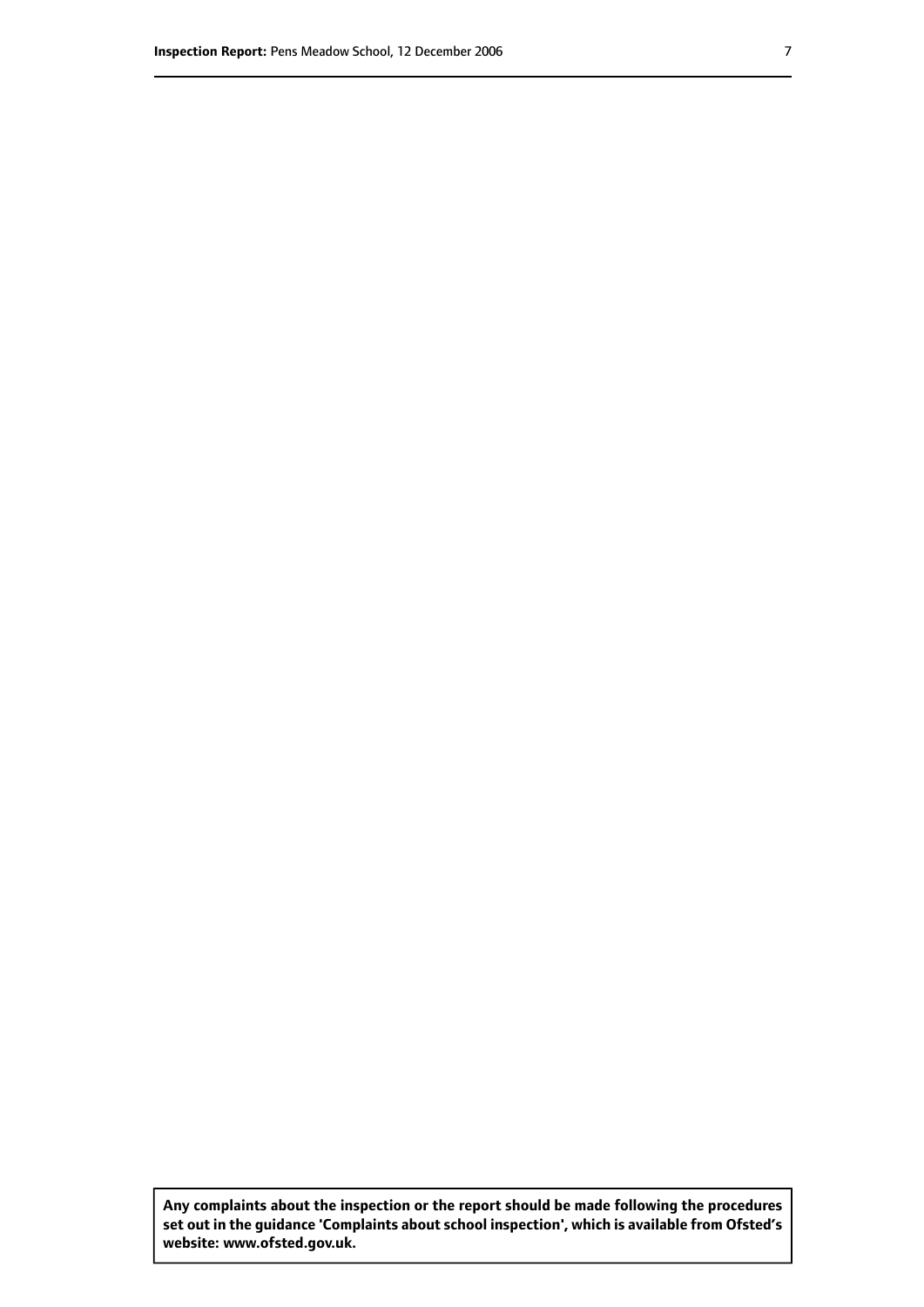**Any complaints about the inspection or the report should be made following the procedures set out in the guidance 'Complaints about school inspection', which is available from Ofsted's website: www.ofsted.gov.uk.**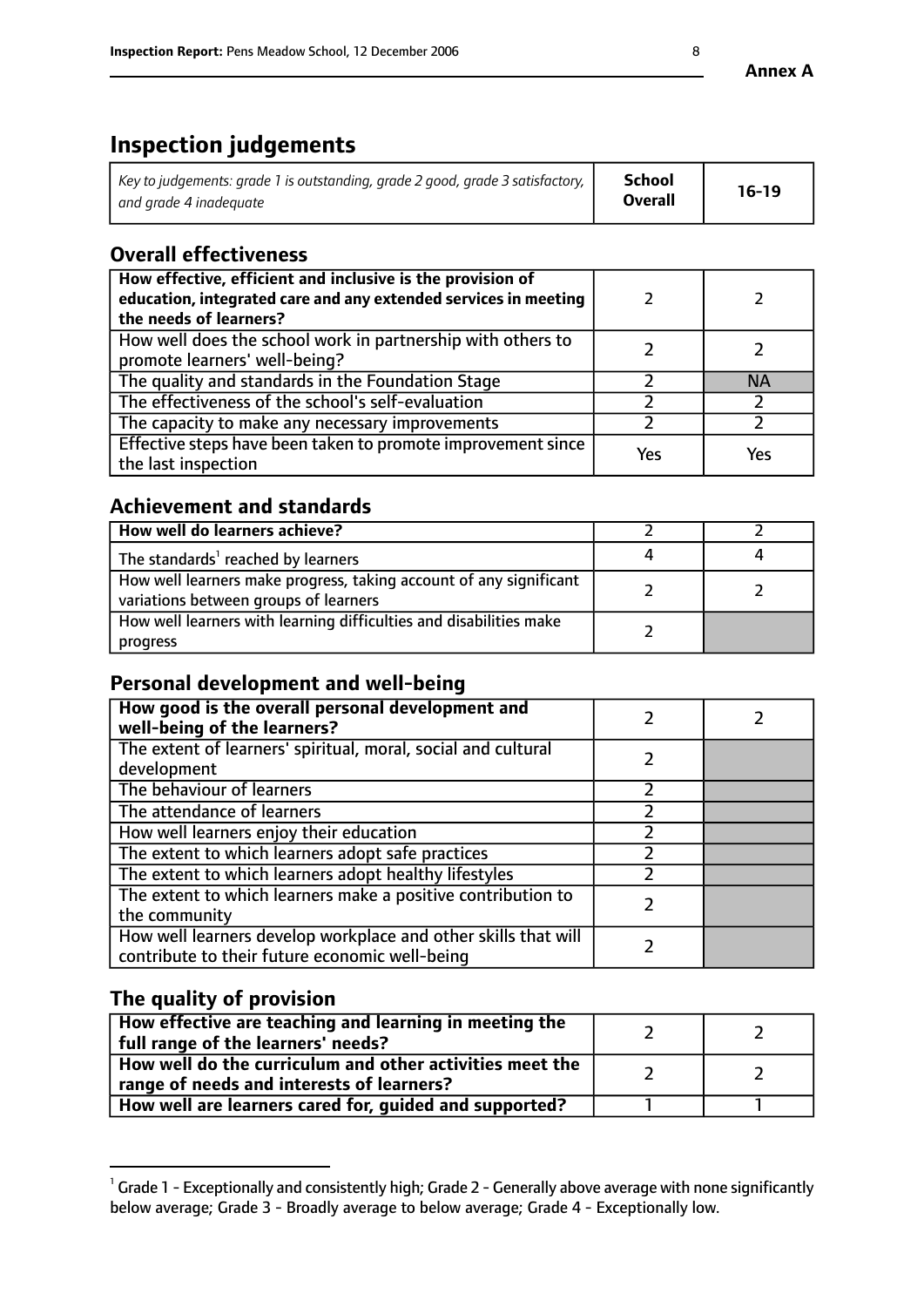**Annex A**

# Inspection judgements

| *Key to judgements: grade 1 is outstanding, grade 2 good, grade 3 satisfactory, and grade 4 inadequate* | **School Overall** | **16-19** |
|---|---|---|

## Overall effectiveness

| | | |
|---|---|---|
| **How effective, efficient and inclusive is the provision of education, integrated care and any extended services in meeting the needs of learners?** | 2 | 2 |
| How well does the school work in partnership with others to promote learners' well-being? | 2 | 2 |
| The quality and standards in the Foundation Stage | 2 | NA |
| The effectiveness of the school's self-evaluation | 2 | 2 |
| The capacity to make any necessary improvements | 2 | 2 |
| Effective steps have been taken to promote improvement since the last inspection | Yes | Yes |

## Achievement and standards

| | | |
|---|---|---|
| **How well do learners achieve?** | 2 | 2 |
| The standards[1] reached by learners | 4 | 4 |
| How well learners make progress, taking account of any significant variations between groups of learners | 2 | 2 |
| How well learners with learning difficulties and disabilities make progress | 2 | |

## Personal development and well-being

| | | |
|---|---|---|
| **How good is the overall personal development and well-being of the learners?** | 2 | 2 |
| The extent of learners' spiritual, moral, social and cultural development | 2 | |
| The behaviour of learners | 2 | |
| The attendance of learners | 2 | |
| How well learners enjoy their education | 2 | |
| The extent to which learners adopt safe practices | 2 | |
| The extent to which learners adopt healthy lifestyles | 2 | |
| The extent to which learners make a positive contribution to the community | 2 | |
| How well learners develop workplace and other skills that will contribute to their future economic well-being | 2 | |

## The quality of provision

| | | |
|---|---|---|
| **How effective are teaching and learning in meeting the full range of the learners' needs?** | 2 | 2 |
| **How well do the curriculum and other activities meet the range of needs and interests of learners?** | 2 | 2 |
| **How well are learners cared for, guided and supported?** | 1 | 1 |

[1] Grade 1 - Exceptionally and consistently high; Grade 2 - Generally above average with none significantly below average; Grade 3 - Broadly average to below average; Grade 4 - Exceptionally low.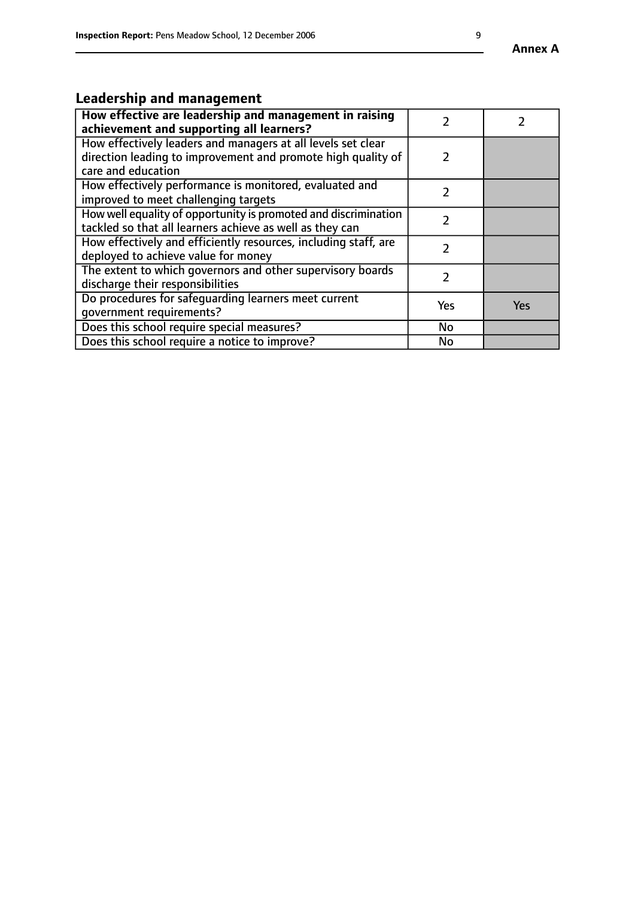## Leadership and management

| **How effective are leadership and management in raising achievement and supporting all learners?** | 2 | 2 |
|---|---|---|
| How effectively leaders and managers at all levels set clear direction leading to improvement and promote high quality of care and education | 2 | |
| How effectively performance is monitored, evaluated and improved to meet challenging targets | 2 | |
| How well equality of opportunity is promoted and discrimination tackled so that all learners achieve as well as they can | 2 | |
| How effectively and efficiently resources, including staff, are deployed to achieve value for money | 2 | |
| The extent to which governors and other supervisory boards discharge their responsibilities | 2 | |
| Do procedures for safeguarding learners meet current government requirements? | Yes | Yes |
| Does this school require special measures? | No | |
| Does this school require a notice to improve? | No | |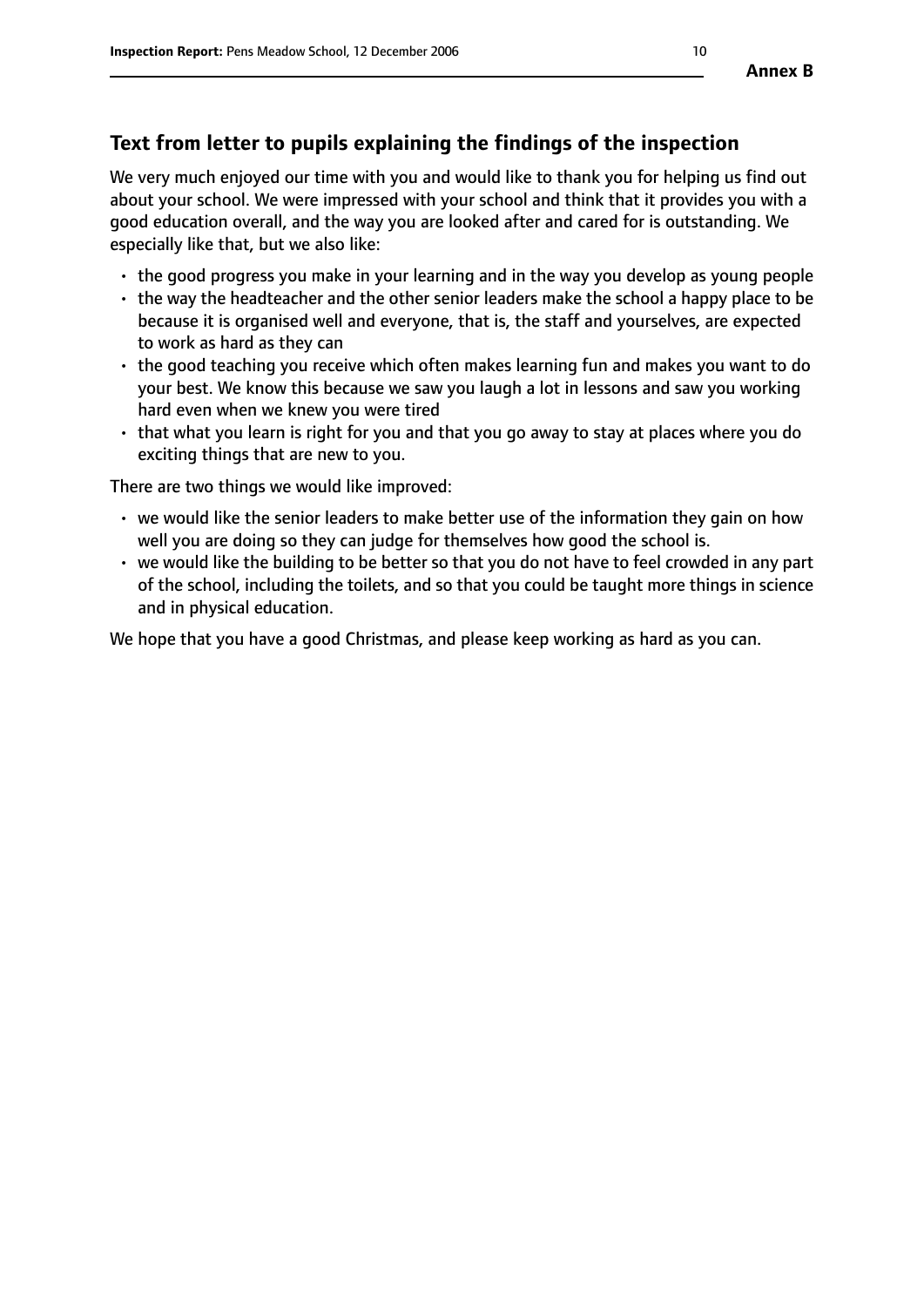## Text from letter to pupils explaining the findings of the inspection

We very much enjoyed our time with you and would like to thank you for helping us find out about your school. We were impressed with your school and think that it provides you with a good education overall, and the way you are looked after and cared for is outstanding. We especially like that, but we also like:

- the good progress you make in your learning and in the way you develop as young people
- the way the headteacher and the other senior leaders make the school a happy place to be because it is organised well and everyone, that is, the staff and yourselves, are expected to work as hard as they can
- the good teaching you receive which often makes learning fun and makes you want to do your best. We know this because we saw you laugh a lot in lessons and saw you working hard even when we knew you were tired
- that what you learn is right for you and that you go away to stay at places where you do exciting things that are new to you.

There are two things we would like improved:

- we would like the senior leaders to make better use of the information they gain on how well you are doing so they can judge for themselves how good the school is.
- we would like the building to be better so that you do not have to feel crowded in any part of the school, including the toilets, and so that you could be taught more things in science and in physical education.

We hope that you have a good Christmas, and please keep working as hard as you can.